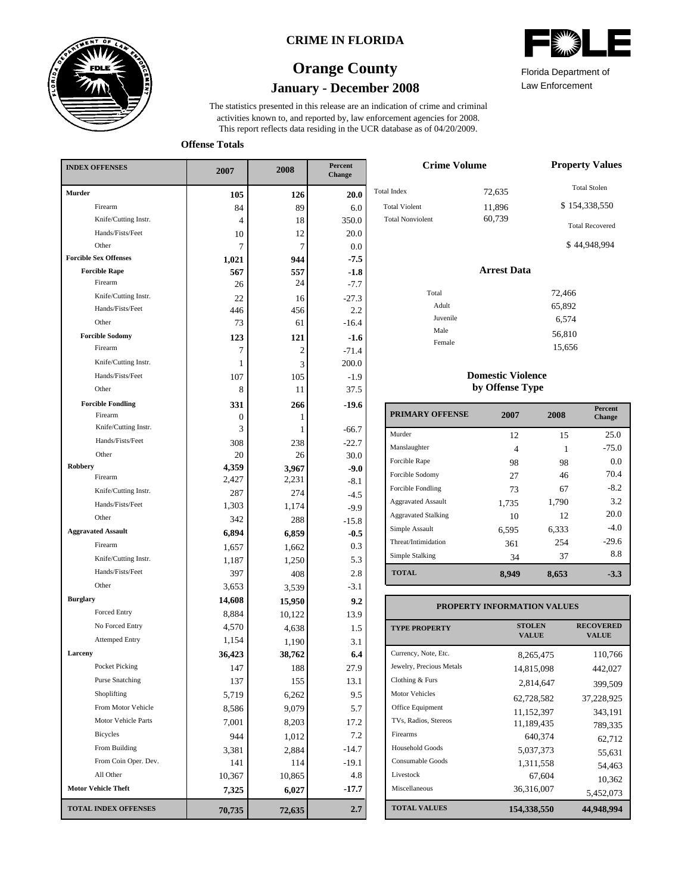# CRIME IN FLORIDA

## Orange County

### January - December 2008

Florida Department of Law Enforcement

The statistics presented in this release are an indication of crime and criminal activities known to, and reported by, law enforcement agencies for 2008. This report reflects data residing in the UCR database as of 04/20/2009.

**Offense Totals**

| INDEX OFFENSES | 2007 | 2008 | Percent Change |
|---|---|---|---|
| **Murder** | **105** | **126** | **20.0** |
| Firearm | 84 | 89 | 6.0 |
| Knife/Cutting Instr. | 4 | 18 | 350.0 |
| Hands/Fists/Feet | 10 | 12 | 20.0 |
| Other | 7 | 7 | 0.0 |
| **Forcible Sex Offenses** | **1,021** | **944** | **-7.5** |
| **Forcible Rape** | **567** | **557** | **-1.8** |
| Firearm | 26 | 24 | -7.7 |
| Knife/Cutting Instr. | 22 | 16 | -27.3 |
| Hands/Fists/Feet | 446 | 456 | 2.2 |
| Other | 73 | 61 | -16.4 |
| **Forcible Sodomy** | **123** | **121** | **-1.6** |
| Firearm | 7 | 2 | -71.4 |
| Knife/Cutting Instr. | 1 | 3 | 200.0 |
| Hands/Fists/Feet | 107 | 105 | -1.9 |
| Other | 8 | 11 | 37.5 |
| **Forcible Fondling** | **331** | **266** | **-19.6** |
| Firearm | 0 | 1 | |
| Knife/Cutting Instr. | 3 | 1 | -66.7 |
| Hands/Fists/Feet | 308 | 238 | -22.7 |
| Other | 20 | 26 | 30.0 |
| **Robbery** | **4,359** | **3,967** | **-9.0** |
| Firearm | 2,427 | 2,231 | -8.1 |
| Knife/Cutting Instr. | 287 | 274 | -4.5 |
| Hands/Fists/Feet | 1,303 | 1,174 | -9.9 |
| Other | 342 | 288 | -15.8 |
| **Aggravated Assault** | **6,894** | **6,859** | **-0.5** |
| Firearm | 1,657 | 1,662 | 0.3 |
| Knife/Cutting Instr. | 1,187 | 1,250 | 5.3 |
| Hands/Fists/Feet | 397 | 408 | 2.8 |
| Other | 3,653 | 3,539 | -3.1 |
| **Burglary** | **14,608** | **15,950** | **9.2** |
| Forced Entry | 8,884 | 10,122 | 13.9 |
| No Forced Entry | 4,570 | 4,638 | 1.5 |
| Attemped Entry | 1,154 | 1,190 | 3.1 |
| **Larceny** | **36,423** | **38,762** | **6.4** |
| Pocket Picking | 147 | 188 | 27.9 |
| Purse Snatching | 137 | 155 | 13.1 |
| Shoplifting | 5,719 | 6,262 | 9.5 |
| From Motor Vehicle | 8,586 | 9,079 | 5.7 |
| Motor Vehicle Parts | 7,001 | 8,203 | 17.2 |
| Bicycles | 944 | 1,012 | 7.2 |
| From Building | 3,381 | 2,884 | -14.7 |
| From Coin Oper. Dev. | 141 | 114 | -19.1 |
| All Other | 10,367 | 10,865 | 4.8 |
| **Motor Vehicle Theft** | **7,325** | **6,027** | **-17.7** |
| **TOTAL INDEX OFFENSES** | **70,735** | **72,635** | **2.7** |

**Crime Volume**

| | |
|---|---|
| Total Index | 72,635 |
| Total Violent | 11,896 |
| Total Nonviolent | 60,739 |

**Property Values**

Total Stolen: $ 154,338,550

Total Recovered: $ 44,948,994

**Arrest Data**

| | |
|---|---|
| Total | 72,466 |
| Adult | 65,892 |
| Juvenile | 6,574 |
| Male | 56,810 |
| Female | 15,656 |

**Domestic Violence by Offense Type**

| PRIMARY OFFENSE | 2007 | 2008 | Percent Change |
|---|---|---|---|
| Murder | 12 | 15 | 25.0 |
| Manslaughter | 4 | 1 | -75.0 |
| Forcible Rape | 98 | 98 | 0.0 |
| Forcible Sodomy | 27 | 46 | 70.4 |
| Forcible Fondling | 73 | 67 | -8.2 |
| Aggravated Assault | 1,735 | 1,790 | 3.2 |
| Aggravated Stalking | 10 | 12 | 20.0 |
| Simple Assault | 6,595 | 6,333 | -4.0 |
| Threat/Intimidation | 361 | 254 | -29.6 |
| Simple Stalking | 34 | 37 | 8.8 |
| **TOTAL** | **8,949** | **8,653** | **-3.3** |

**PROPERTY INFORMATION VALUES**

| TYPE PROPERTY | STOLEN VALUE | RECOVERED VALUE |
|---|---|---|
| Currency, Note, Etc. | 8,265,475 | 110,766 |
| Jewelry, Precious Metals | 14,815,098 | 442,027 |
| Clothing & Furs | 2,814,647 | 399,509 |
| Motor Vehicles | 62,728,582 | 37,228,925 |
| Office Equipment | 11,152,397 | 343,191 |
| TVs, Radios, Stereos | 11,189,435 | 789,335 |
| Firearms | 640,374 | 62,712 |
| Household Goods | 5,037,373 | 55,631 |
| Consumable Goods | 1,311,558 | 54,463 |
| Livestock | 67,604 | 10,362 |
| Miscellaneous | 36,316,007 | 5,452,073 |
| **TOTAL VALUES** | **154,338,550** | **44,948,994** |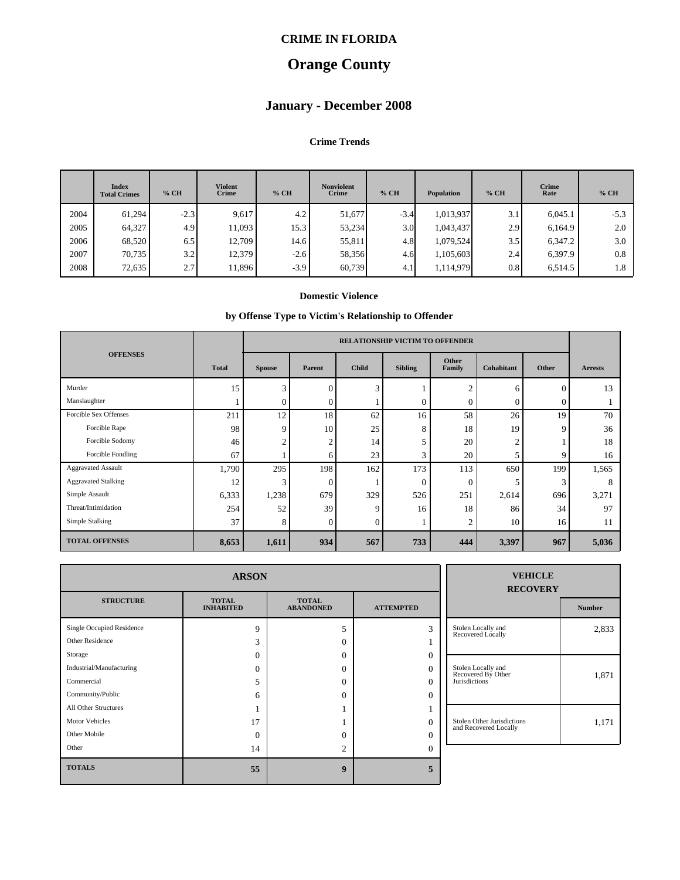**CRIME IN FLORIDA**

# Orange County

## January - December 2008

### Crime Trends

| | Index Total Crimes | % CH | Violent Crime | % CH | Nonviolent Crime | % CH | Population | % CH | Crime Rate | % CH |
|---|---|---|---|---|---|---|---|---|---|---|
| 2004 | 61,294 | -2.3 | 9,617 | 4.2 | 51,677 | -3.4 | 1,013,937 | 3.1 | 6,045.1 | -5.3 |
| 2005 | 64,327 | 4.9 | 11,093 | 15.3 | 53,234 | 3.0 | 1,043,437 | 2.9 | 6,164.9 | 2.0 |
| 2006 | 68,520 | 6.5 | 12,709 | 14.6 | 55,811 | 4.8 | 1,079,524 | 3.5 | 6,347.2 | 3.0 |
| 2007 | 70,735 | 3.2 | 12,379 | -2.6 | 58,356 | 4.6 | 1,105,603 | 2.4 | 6,397.9 | 0.8 |
| 2008 | 72,635 | 2.7 | 11,896 | -3.9 | 60,739 | 4.1 | 1,114,979 | 0.8 | 6,514.5 | 1.8 |

### Domestic Violence

### by Offense Type to Victim's Relationship to Offender

| OFFENSES | | RELATIONSHIP VICTIM TO OFFENDER | | | | | | | |
|---|---|---|---|---|---|---|---|---|---|
| | Total | Spouse | Parent | Child | Sibling | Other Family | Cohabitant | Other | Arrests |
| Murder | 15 | 3 | 0 | 3 | 1 | 2 | 6 | 0 | 13 |
| Manslaughter | 1 | 0 | 0 | 1 | 0 | 0 | 0 | 0 | 1 |
| Forcible Sex Offenses | 211 | 12 | 18 | 62 | 16 | 58 | 26 | 19 | 70 |
| Forcible Rape | 98 | 9 | 10 | 25 | 8 | 18 | 19 | 9 | 36 |
| Forcible Sodomy | 46 | 2 | 2 | 14 | 5 | 20 | 2 | 1 | 18 |
| Forcible Fondling | 67 | 1 | 6 | 23 | 3 | 20 | 5 | 9 | 16 |
| Aggravated Assault | 1,790 | 295 | 198 | 162 | 173 | 113 | 650 | 199 | 1,565 |
| Aggravated Stalking | 12 | 3 | 0 | 1 | 0 | 0 | 5 | 3 | 8 |
| Simple Assault | 6,333 | 1,238 | 679 | 329 | 526 | 251 | 2,614 | 696 | 3,271 |
| Threat/Intimidation | 254 | 52 | 39 | 9 | 16 | 18 | 86 | 34 | 97 |
| Simple Stalking | 37 | 8 | 0 | 0 | 1 | 2 | 10 | 16 | 11 |
| **TOTAL OFFENSES** | **8,653** | **1,611** | **934** | **567** | **733** | **444** | **3,397** | **967** | **5,036** |

| ARSON | | | |
|---|---|---|---|
| STRUCTURE | TOTAL INHABITED | TOTAL ABANDONED | ATTEMPTED |
| Single Occupied Residence | 9 | 5 | 3 |
| Other Residence | 3 | 0 | 1 |
| Storage | 0 | 0 | 0 |
| Industrial/Manufacturing | 0 | 0 | 0 |
| Commercial | 5 | 0 | 0 |
| Community/Public | 6 | 0 | 0 |
| All Other Structures | 1 | 1 | 1 |
| Motor Vehicles | 17 | 1 | 0 |
| Other Mobile | 0 | 0 | 0 |
| Other | 14 | 2 | 0 |
| **TOTALS** | **55** | **9** | **5** |

| VEHICLE RECOVERY | Number |
|---|---|
| Stolen Locally and Recovered Locally | 2,833 |
| Stolen Locally and Recovered By Other Jurisdictions | 1,871 |
| Stolen Other Jurisdictions and Recovered Locally | 1,171 |